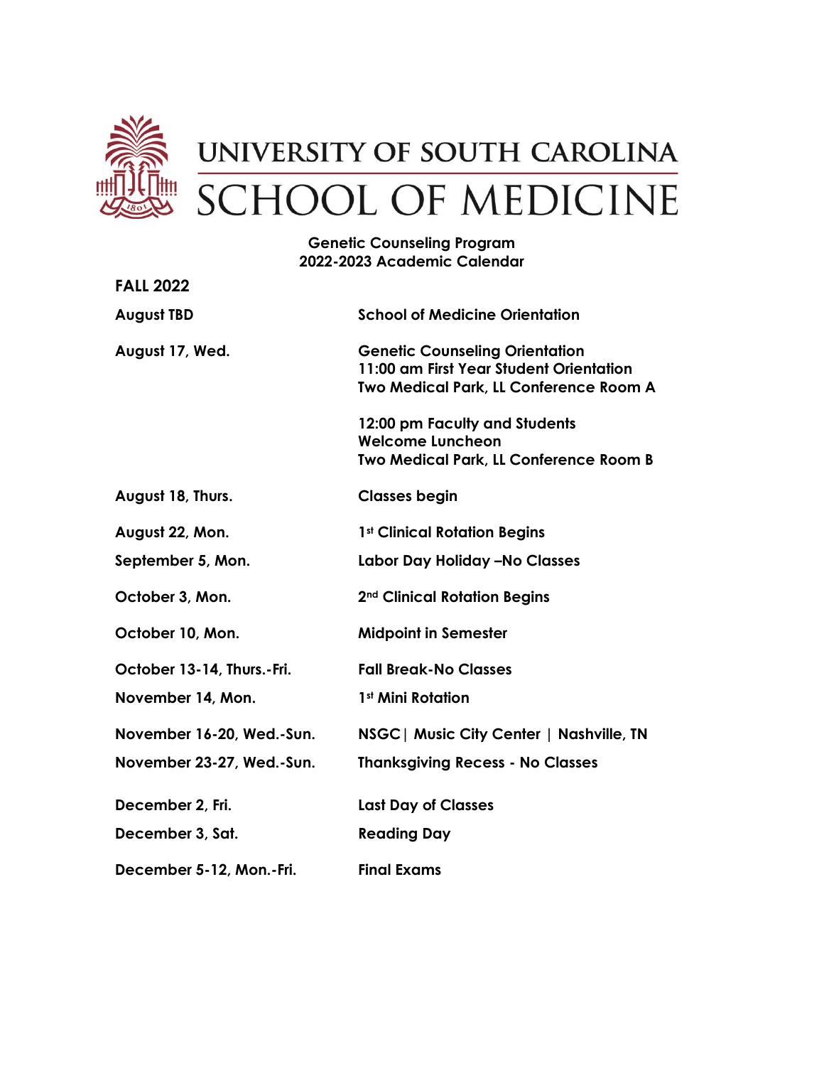# UNIVERSITY OF SOUTH CAROLINA
# SCHOOL OF MEDICINE

**Genetic Counseling Program**
**2022-2023 Academic Calendar**

## FALL 2022

| | |
|---|---|
| **August TBD** | **School of Medicine Orientation** |
| **August 17, Wed.** | **Genetic Counseling Orientation**<br>**11:00 am First Year Student Orientation**<br>**Two Medical Park, LL Conference Room A**<br><br>**12:00 pm Faculty and Students Welcome Luncheon**<br>**Two Medical Park, LL Conference Room B** |
| **August 18, Thurs.** | **Classes begin** |
| **August 22, Mon.** | **1st Clinical Rotation Begins** |
| **September 5, Mon.** | **Labor Day Holiday –No Classes** |
| **October 3, Mon.** | **2nd Clinical Rotation Begins** |
| **October 10, Mon.** | **Midpoint in Semester** |
| **October 13-14, Thurs.-Fri.** | **Fall Break-No Classes** |
| **November 14, Mon.** | **1st Mini Rotation** |
| **November 16-20, Wed.-Sun.** | **NSGC \| Music City Center \| Nashville, TN** |
| **November 23-27, Wed.-Sun.** | **Thanksgiving Recess - No Classes** |
| **December 2, Fri.** | **Last Day of Classes** |
| **December 3, Sat.** | **Reading Day** |
| **December 5-12, Mon.-Fri.** | **Final Exams** |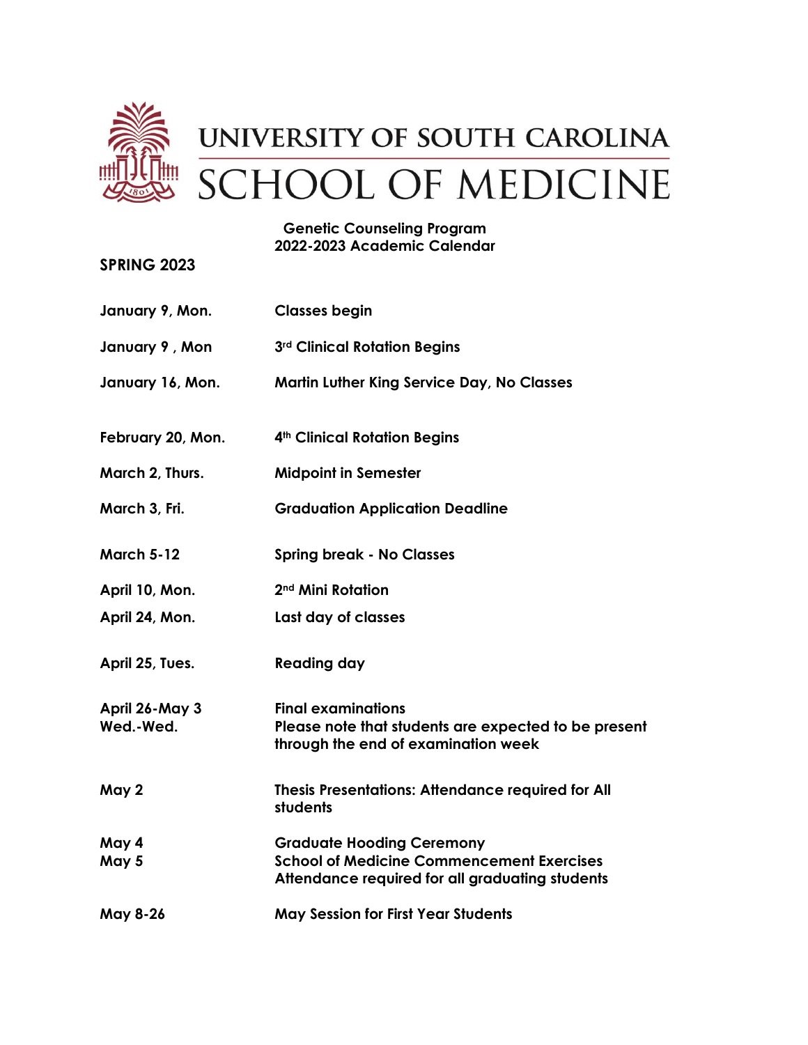# UNIVERSITY OF SOUTH CAROLINA
# SCHOOL OF MEDICINE

**Genetic Counseling Program**
**2022-2023 Academic Calendar**

## SPRING 2023

| | |
|---|---|
| **January 9, Mon.** | **Classes begin** |
| **January 9 , Mon** | **3rd Clinical Rotation Begins** |
| **January 16, Mon.** | **Martin Luther King Service Day, No Classes** |
| **February 20, Mon.** | **4th Clinical Rotation Begins** |
| **March 2, Thurs.** | **Midpoint in Semester** |
| **March 3, Fri.** | **Graduation Application Deadline** |
| **March 5-12** | **Spring break - No Classes** |
| **April 10, Mon.** | **2nd Mini Rotation** |
| **April 24, Mon.** | **Last day of classes** |
| **April 25, Tues.** | **Reading day** |
| **April 26-May 3 Wed.-Wed.** | **Final examinations** **Please note that students are expected to be present through the end of examination week** |
| **May 2** | **Thesis Presentations: Attendance required for All students** |
| **May 4** | **Graduate Hooding Ceremony** |
| **May 5** | **School of Medicine Commencement Exercises** **Attendance required for all graduating students** |
| **May 8-26** | **May Session for First Year Students** |